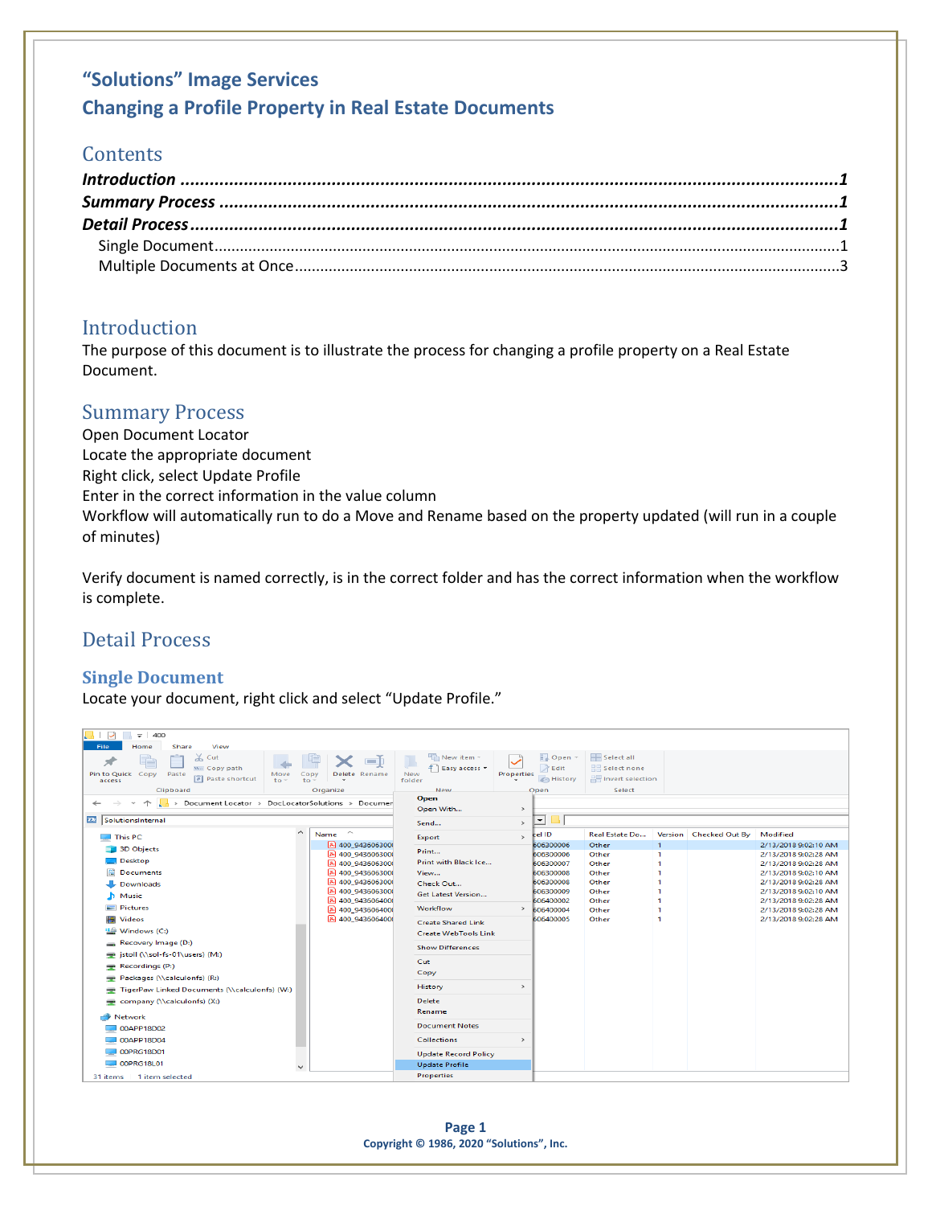# "Solutions" Image Services
# Changing a Profile Property in Real Estate Documents

## Contents

***Introduction*** ........................................................................................................................ ***1***
***Summary Process*** ................................................................................................................ ***1***
***Detail Process*** ....................................................................................................................... ***1***
  Single Document ....................................................................................................................... 1
  Multiple Documents at Once ...................................................................................................... 3

## Introduction

The purpose of this document is to illustrate the process for changing a profile property on a Real Estate Document.

## Summary Process

Open Document Locator
Locate the appropriate document
Right click, select Update Profile
Enter in the correct information in the value column
Workflow will automatically run to do a Move and Rename based on the property updated (will run in a couple of minutes)

Verify document is named correctly, is in the correct folder and has the correct information when the workflow is complete.

## Detail Process

### Single Document

Locate your document, right click and select "Update Profile."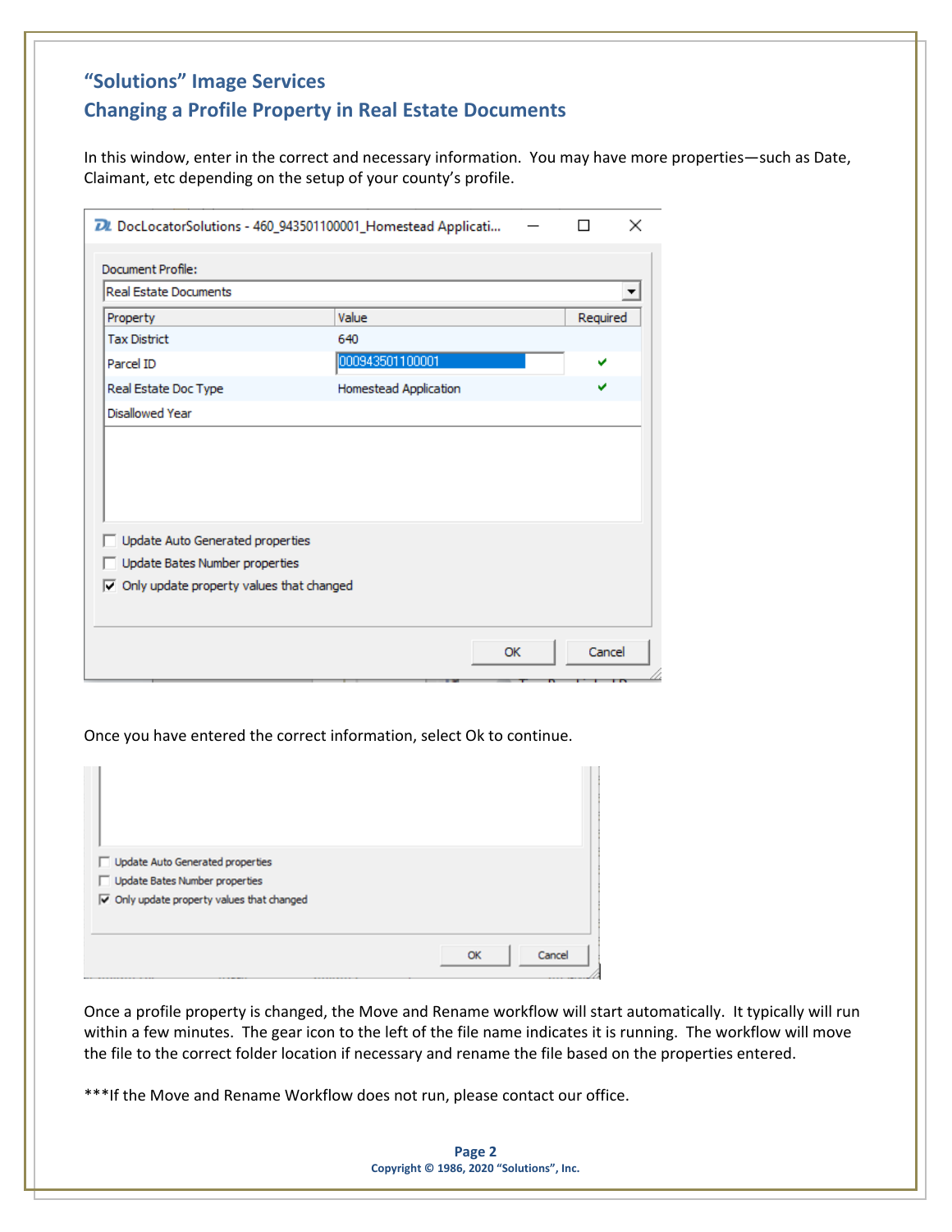In this window, enter in the correct and necessary information.  You may have more properties—such as Date, Claimant, etc depending on the setup of your county's profile.

Once you have entered the correct information, select Ok to continue.

Once a profile property is changed, the Move and Rename workflow will start automatically.  It typically will run within a few minutes.  The gear icon to the left of the file name indicates it is running.  The workflow will move the file to the correct folder location if necessary and rename the file based on the properties entered.

***If the Move and Rename Workflow does not run, please contact our office.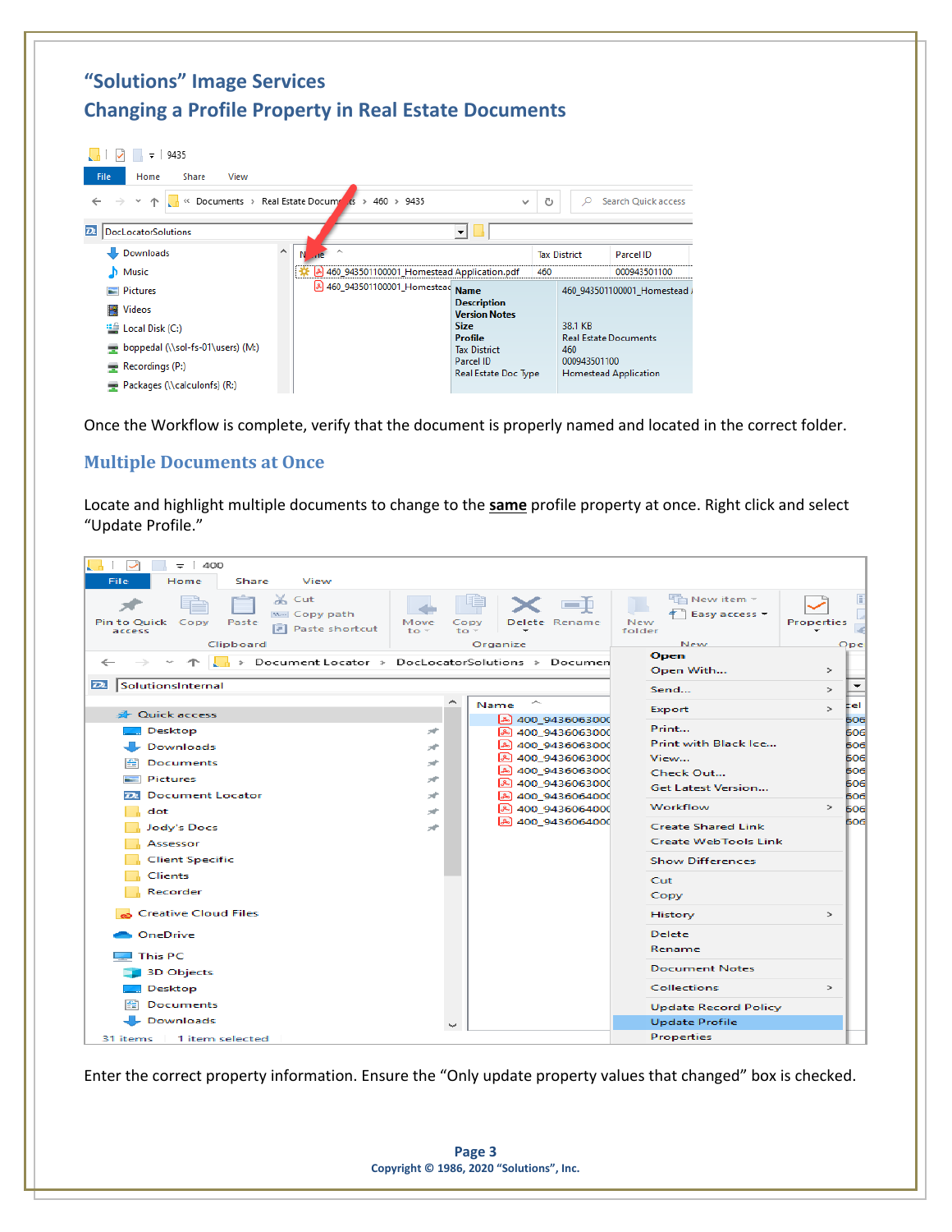# "Solutions" Image Services

## Changing a Profile Property in Real Estate Documents

Once the Workflow is complete, verify that the document is properly named and located in the correct folder.

## Multiple Documents at Once

Locate and highlight multiple documents to change to the **same** profile property at once. Right click and select "Update Profile."

Enter the correct property information. Ensure the "Only update property values that changed" box is checked.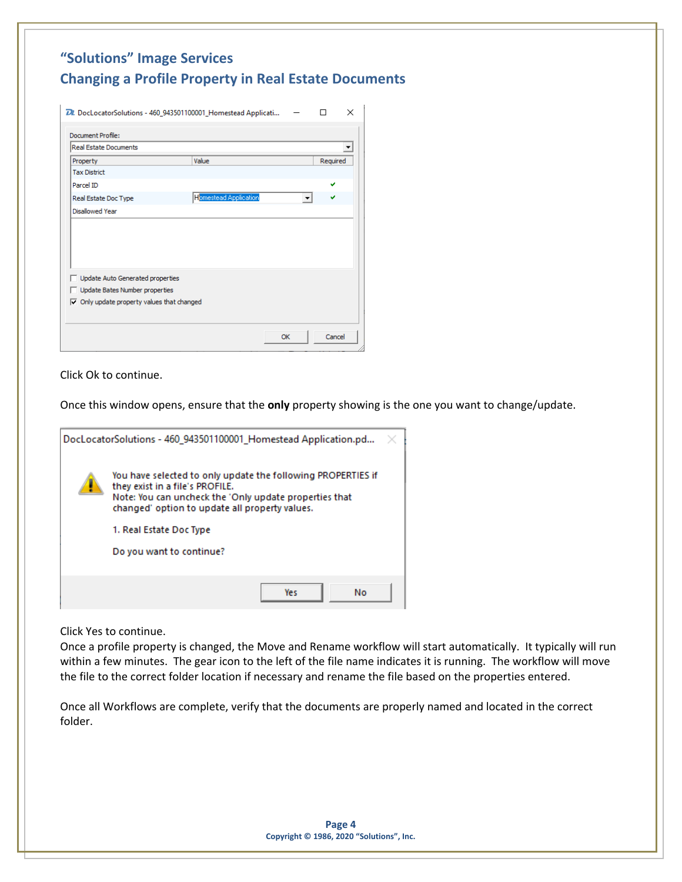## "Solutions" Image Services

## Changing a Profile Property in Real Estate Documents

Click Ok to continue.

Once this window opens, ensure that the **only** property showing is the one you want to change/update.

Click Yes to continue.

Once a profile property is changed, the Move and Rename workflow will start automatically. It typically will run within a few minutes. The gear icon to the left of the file name indicates it is running. The workflow will move the file to the correct folder location if necessary and rename the file based on the properties entered.

Once all Workflows are complete, verify that the documents are properly named and located in the correct folder.